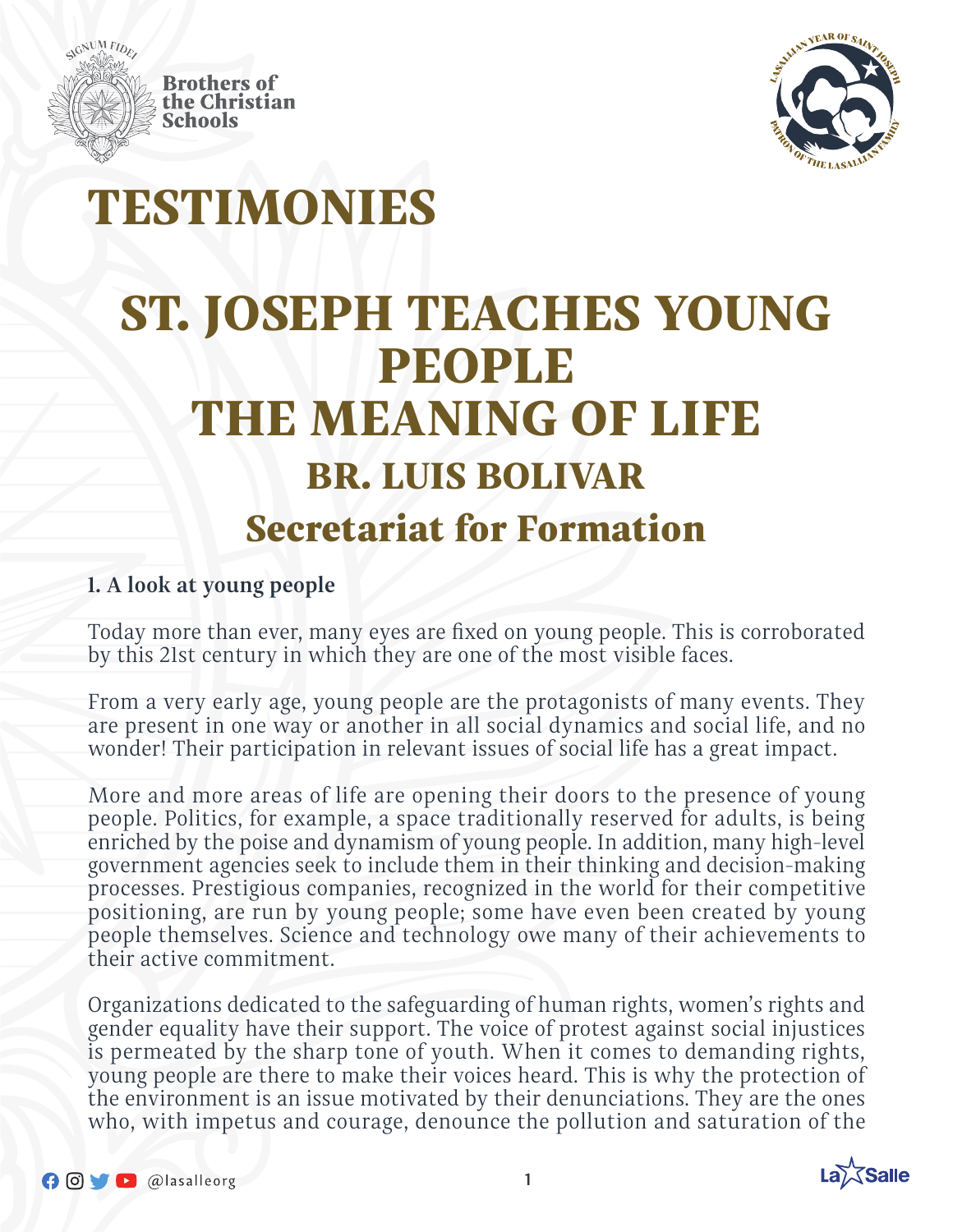Brothers of the Christian Schools

# TESTIMONIES

# ST. JOSEPH TEACHES YOUNG PEOPLE THE MEANING OF LIFE

## BR. LUIS BOLIVAR

## Secretariat for Formation

### 1. A look at young people

Today more than ever, many eyes are fixed on young people. This is corroborated by this 21st century in which they are one of the most visible faces.

From a very early age, young people are the protagonists of many events. They are present in one way or another in all social dynamics and social life, and no wonder! Their participation in relevant issues of social life has a great impact.

More and more areas of life are opening their doors to the presence of young people. Politics, for example, a space traditionally reserved for adults, is being enriched by the poise and dynamism of young people. In addition, many high-level government agencies seek to include them in their thinking and decision-making processes. Prestigious companies, recognized in the world for their competitive positioning, are run by young people; some have even been created by young people themselves. Science and technology owe many of their achievements to their active commitment.

Organizations dedicated to the safeguarding of human rights, women's rights and gender equality have their support. The voice of protest against social injustices is permeated by the sharp tone of youth. When it comes to demanding rights, young people are there to make their voices heard. This is why the protection of the environment is an issue motivated by their denunciations. They are the ones who, with impetus and courage, denounce the pollution and saturation of the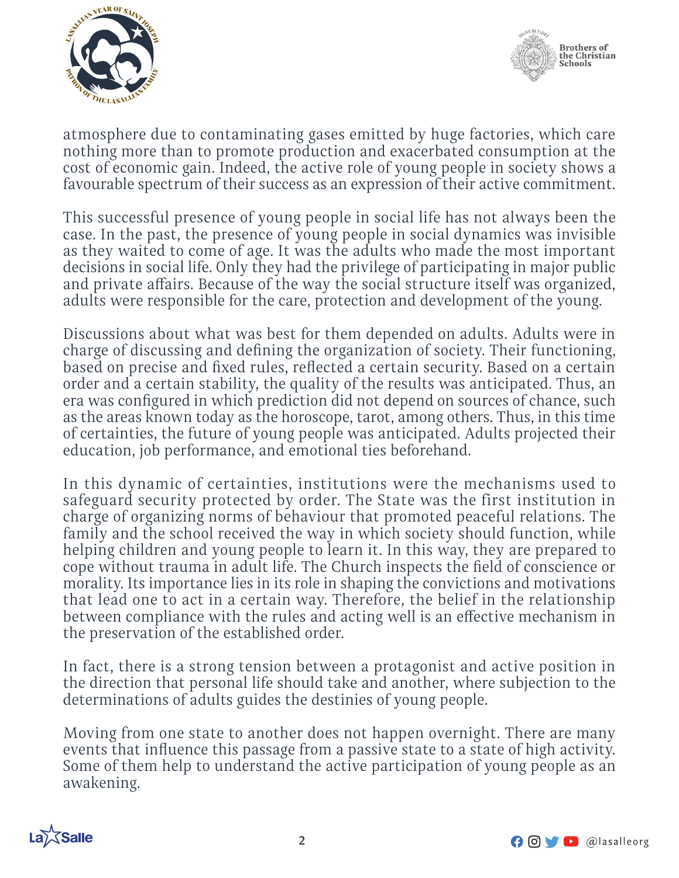atmosphere due to contaminating gases emitted by huge factories, which care nothing more than to promote production and exacerbated consumption at the cost of economic gain. Indeed, the active role of young people in society shows a favourable spectrum of their success as an expression of their active commitment.

This successful presence of young people in social life has not always been the case. In the past, the presence of young people in social dynamics was invisible as they waited to come of age. It was the adults who made the most important decisions in social life. Only they had the privilege of participating in major public and private affairs. Because of the way the social structure itself was organized, adults were responsible for the care, protection and development of the young.

Discussions about what was best for them depended on adults. Adults were in charge of discussing and defining the organization of society. Their functioning, based on precise and fixed rules, reflected a certain security. Based on a certain order and a certain stability, the quality of the results was anticipated. Thus, an era was configured in which prediction did not depend on sources of chance, such as the areas known today as the horoscope, tarot, among others. Thus, in this time of certainties, the future of young people was anticipated. Adults projected their education, job performance, and emotional ties beforehand.

In this dynamic of certainties, institutions were the mechanisms used to safeguard security protected by order. The State was the first institution in charge of organizing norms of behaviour that promoted peaceful relations. The family and the school received the way in which society should function, while helping children and young people to learn it. In this way, they are prepared to cope without trauma in adult life. The Church inspects the field of conscience or morality. Its importance lies in its role in shaping the convictions and motivations that lead one to act in a certain way. Therefore, the belief in the relationship between compliance with the rules and acting well is an effective mechanism in the preservation of the established order.

In fact, there is a strong tension between a protagonist and active position in the direction that personal life should take and another, where subjection to the determinations of adults guides the destinies of young people.

Moving from one state to another does not happen overnight. There are many events that influence this passage from a passive state to a state of high activity. Some of them help to understand the active participation of young people as an awakening.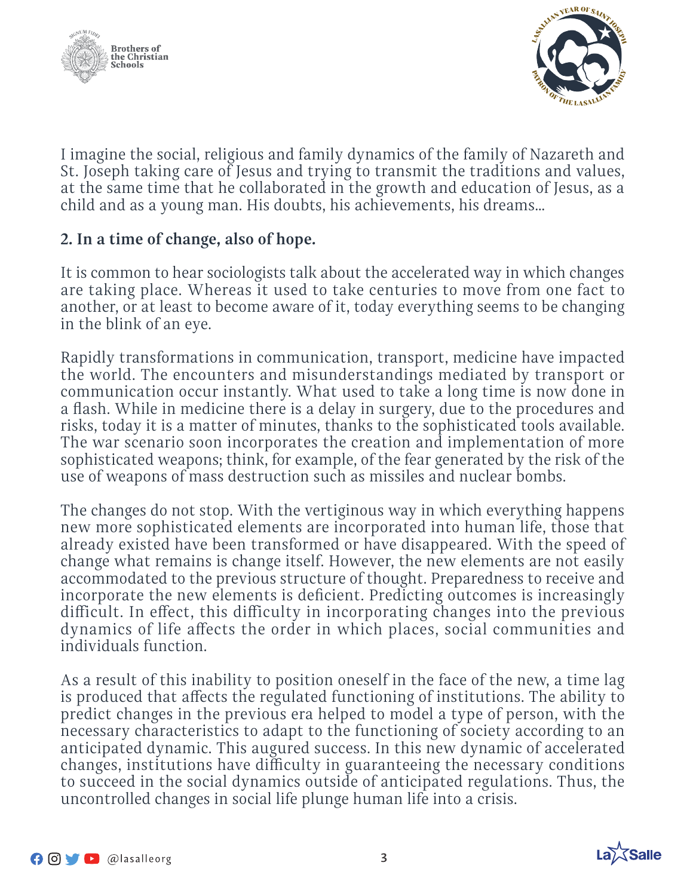I imagine the social, religious and family dynamics of the family of Nazareth and St. Joseph taking care of Jesus and trying to transmit the traditions and values, at the same time that he collaborated in the growth and education of Jesus, as a child and as a young man. His doubts, his achievements, his dreams...

**2. In a time of change, also of hope.**

It is common to hear sociologists talk about the accelerated way in which changes are taking place. Whereas it used to take centuries to move from one fact to another, or at least to become aware of it, today everything seems to be changing in the blink of an eye.

Rapidly transformations in communication, transport, medicine have impacted the world. The encounters and misunderstandings mediated by transport or communication occur instantly. What used to take a long time is now done in a flash. While in medicine there is a delay in surgery, due to the procedures and risks, today it is a matter of minutes, thanks to the sophisticated tools available. The war scenario soon incorporates the creation and implementation of more sophisticated weapons; think, for example, of the fear generated by the risk of the use of weapons of mass destruction such as missiles and nuclear bombs.

The changes do not stop. With the vertiginous way in which everything happens new more sophisticated elements are incorporated into human life, those that already existed have been transformed or have disappeared. With the speed of change what remains is change itself. However, the new elements are not easily accommodated to the previous structure of thought. Preparedness to receive and incorporate the new elements is deficient. Predicting outcomes is increasingly difficult. In effect, this difficulty in incorporating changes into the previous dynamics of life affects the order in which places, social communities and individuals function.

As a result of this inability to position oneself in the face of the new, a time lag is produced that affects the regulated functioning of institutions. The ability to predict changes in the previous era helped to model a type of person, with the necessary characteristics to adapt to the functioning of society according to an anticipated dynamic. This augured success. In this new dynamic of accelerated changes, institutions have difficulty in guaranteeing the necessary conditions to succeed in the social dynamics outside of anticipated regulations. Thus, the uncontrolled changes in social life plunge human life into a crisis.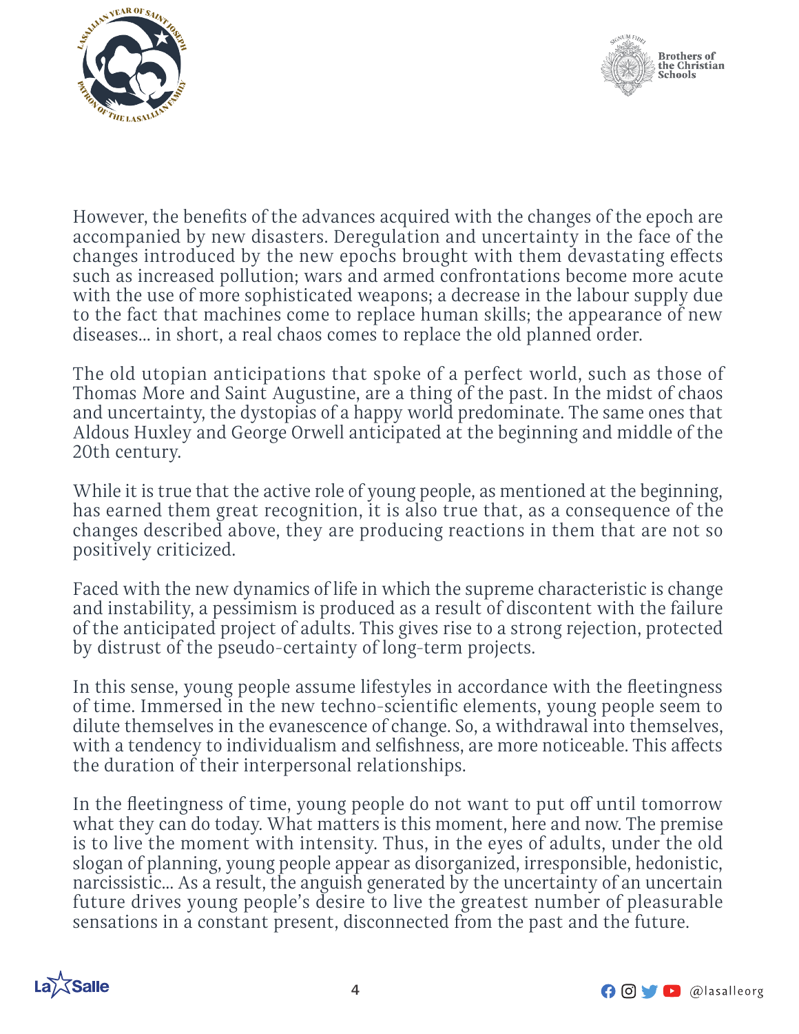However, the benefits of the advances acquired with the changes of the epoch are accompanied by new disasters. Deregulation and uncertainty in the face of the changes introduced by the new epochs brought with them devastating effects such as increased pollution; wars and armed confrontations become more acute with the use of more sophisticated weapons; a decrease in the labour supply due to the fact that machines come to replace human skills; the appearance of new diseases... in short, a real chaos comes to replace the old planned order.

The old utopian anticipations that spoke of a perfect world, such as those of Thomas More and Saint Augustine, are a thing of the past. In the midst of chaos and uncertainty, the dystopias of a happy world predominate. The same ones that Aldous Huxley and George Orwell anticipated at the beginning and middle of the 20th century.

While it is true that the active role of young people, as mentioned at the beginning, has earned them great recognition, it is also true that, as a consequence of the changes described above, they are producing reactions in them that are not so positively criticized.

Faced with the new dynamics of life in which the supreme characteristic is change and instability, a pessimism is produced as a result of discontent with the failure of the anticipated project of adults. This gives rise to a strong rejection, protected by distrust of the pseudo-certainty of long-term projects.

In this sense, young people assume lifestyles in accordance with the fleetingness of time. Immersed in the new techno-scientific elements, young people seem to dilute themselves in the evanescence of change. So, a withdrawal into themselves, with a tendency to individualism and selfishness, are more noticeable. This affects the duration of their interpersonal relationships.

In the fleetingness of time, young people do not want to put off until tomorrow what they can do today. What matters is this moment, here and now. The premise is to live the moment with intensity. Thus, in the eyes of adults, under the old slogan of planning, young people appear as disorganized, irresponsible, hedonistic, narcissistic... As a result, the anguish generated by the uncertainty of an uncertain future drives young people's desire to live the greatest number of pleasurable sensations in a constant present, disconnected from the past and the future.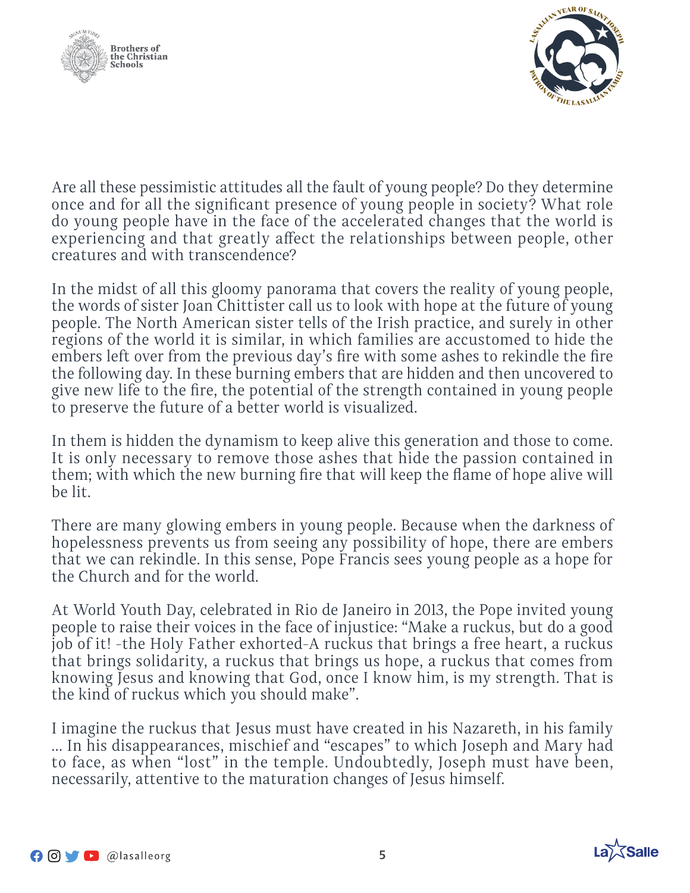Are all these pessimistic attitudes all the fault of young people? Do they determine once and for all the significant presence of young people in society? What role do young people have in the face of the accelerated changes that the world is experiencing and that greatly affect the relationships between people, other creatures and with transcendence?

In the midst of all this gloomy panorama that covers the reality of young people, the words of sister Joan Chittister call us to look with hope at the future of young people. The North American sister tells of the Irish practice, and surely in other regions of the world it is similar, in which families are accustomed to hide the embers left over from the previous day's fire with some ashes to rekindle the fire the following day. In these burning embers that are hidden and then uncovered to give new life to the fire, the potential of the strength contained in young people to preserve the future of a better world is visualized.

In them is hidden the dynamism to keep alive this generation and those to come. It is only necessary to remove those ashes that hide the passion contained in them; with which the new burning fire that will keep the flame of hope alive will be lit.

There are many glowing embers in young people. Because when the darkness of hopelessness prevents us from seeing any possibility of hope, there are embers that we can rekindle. In this sense, Pope Francis sees young people as a hope for the Church and for the world.

At World Youth Day, celebrated in Rio de Janeiro in 2013, the Pope invited young people to raise their voices in the face of injustice: "Make a ruckus, but do a good job of it! -the Holy Father exhorted-A ruckus that brings a free heart, a ruckus that brings solidarity, a ruckus that brings us hope, a ruckus that comes from knowing Jesus and knowing that God, once I know him, is my strength. That is the kind of ruckus which you should make".

I imagine the ruckus that Jesus must have created in his Nazareth, in his family ... In his disappearances, mischief and "escapes" to which Joseph and Mary had to face, as when "lost" in the temple. Undoubtedly, Joseph must have been, necessarily, attentive to the maturation changes of Jesus himself.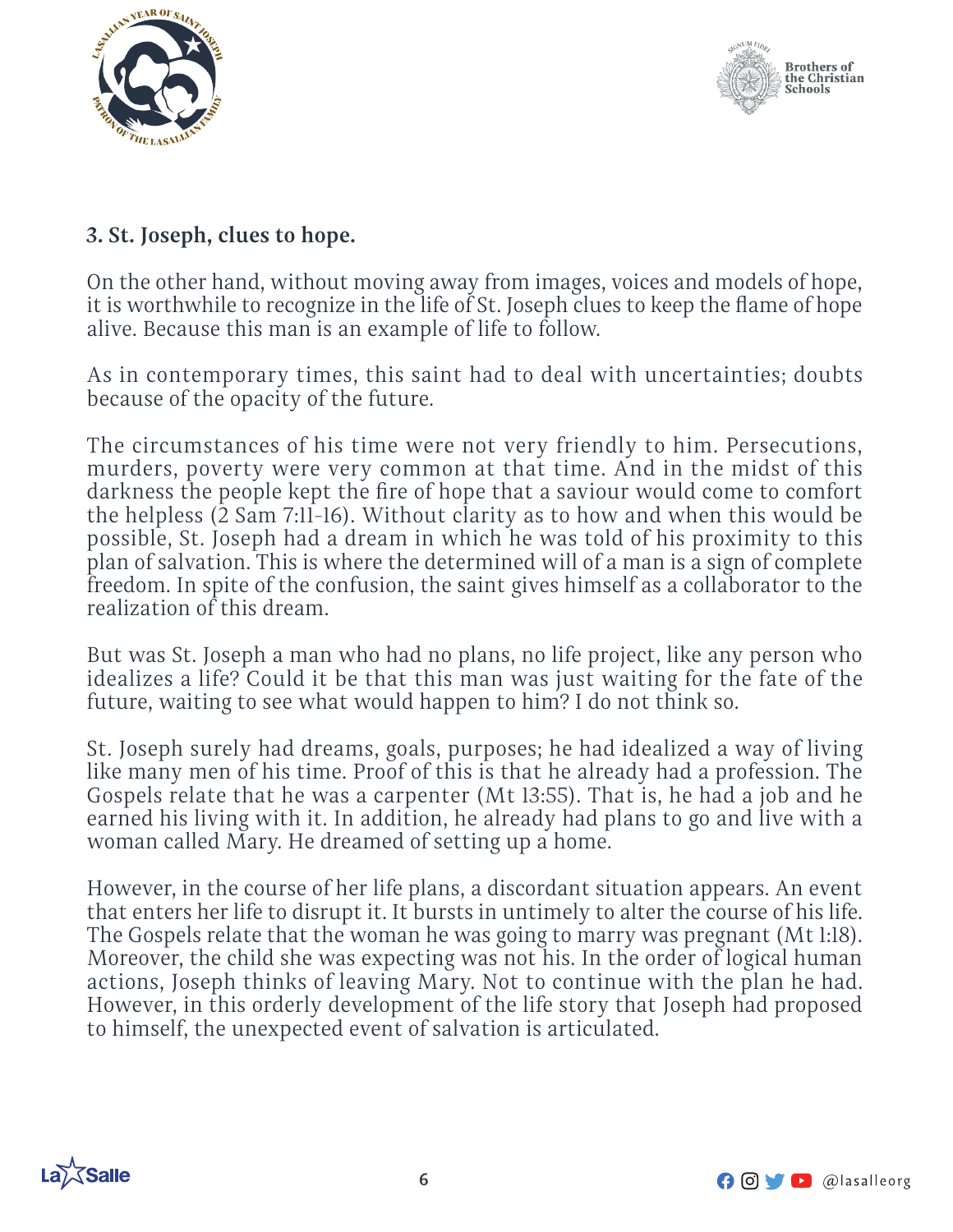### 3. St. Joseph, clues to hope.

On the other hand, without moving away from images, voices and models of hope, it is worthwhile to recognize in the life of St. Joseph clues to keep the flame of hope alive. Because this man is an example of life to follow.

As in contemporary times, this saint had to deal with uncertainties; doubts because of the opacity of the future.

The circumstances of his time were not very friendly to him. Persecutions, murders, poverty were very common at that time. And in the midst of this darkness the people kept the fire of hope that a saviour would come to comfort the helpless (2 Sam 7:11-16). Without clarity as to how and when this would be possible, St. Joseph had a dream in which he was told of his proximity to this plan of salvation. This is where the determined will of a man is a sign of complete freedom. In spite of the confusion, the saint gives himself as a collaborator to the realization of this dream.

But was St. Joseph a man who had no plans, no life project, like any person who idealizes a life? Could it be that this man was just waiting for the fate of the future, waiting to see what would happen to him? I do not think so.

St. Joseph surely had dreams, goals, purposes; he had idealized a way of living like many men of his time. Proof of this is that he already had a profession. The Gospels relate that he was a carpenter (Mt 13:55). That is, he had a job and he earned his living with it. In addition, he already had plans to go and live with a woman called Mary. He dreamed of setting up a home.

However, in the course of her life plans, a discordant situation appears. An event that enters her life to disrupt it. It bursts in untimely to alter the course of his life. The Gospels relate that the woman he was going to marry was pregnant (Mt 1:18). Moreover, the child she was expecting was not his. In the order of logical human actions, Joseph thinks of leaving Mary. Not to continue with the plan he had. However, in this orderly development of the life story that Joseph had proposed to himself, the unexpected event of salvation is articulated.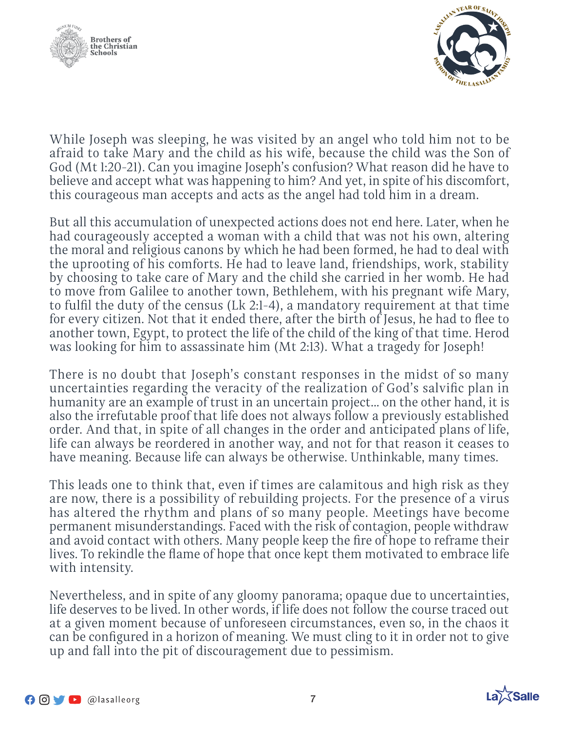While Joseph was sleeping, he was visited by an angel who told him not to be afraid to take Mary and the child as his wife, because the child was the Son of God (Mt 1:20-21). Can you imagine Joseph's confusion? What reason did he have to believe and accept what was happening to him? And yet, in spite of his discomfort, this courageous man accepts and acts as the angel had told him in a dream.

But all this accumulation of unexpected actions does not end here. Later, when he had courageously accepted a woman with a child that was not his own, altering the moral and religious canons by which he had been formed, he had to deal with the uprooting of his comforts. He had to leave land, friendships, work, stability by choosing to take care of Mary and the child she carried in her womb. He had to move from Galilee to another town, Bethlehem, with his pregnant wife Mary, to fulfil the duty of the census (Lk 2:1-4), a mandatory requirement at that time for every citizen. Not that it ended there, after the birth of Jesus, he had to flee to another town, Egypt, to protect the life of the child of the king of that time. Herod was looking for him to assassinate him (Mt 2:13). What a tragedy for Joseph!

There is no doubt that Joseph's constant responses in the midst of so many uncertainties regarding the veracity of the realization of God's salvific plan in humanity are an example of trust in an uncertain project... on the other hand, it is also the irrefutable proof that life does not always follow a previously established order. And that, in spite of all changes in the order and anticipated plans of life, life can always be reordered in another way, and not for that reason it ceases to have meaning. Because life can always be otherwise. Unthinkable, many times.

This leads one to think that, even if times are calamitous and high risk as they are now, there is a possibility of rebuilding projects. For the presence of a virus has altered the rhythm and plans of so many people. Meetings have become permanent misunderstandings. Faced with the risk of contagion, people withdraw and avoid contact with others. Many people keep the fire of hope to reframe their lives. To rekindle the flame of hope that once kept them motivated to embrace life with intensity.

Nevertheless, and in spite of any gloomy panorama; opaque due to uncertainties, life deserves to be lived. In other words, if life does not follow the course traced out at a given moment because of unforeseen circumstances, even so, in the chaos it can be configured in a horizon of meaning. We must cling to it in order not to give up and fall into the pit of discouragement due to pessimism.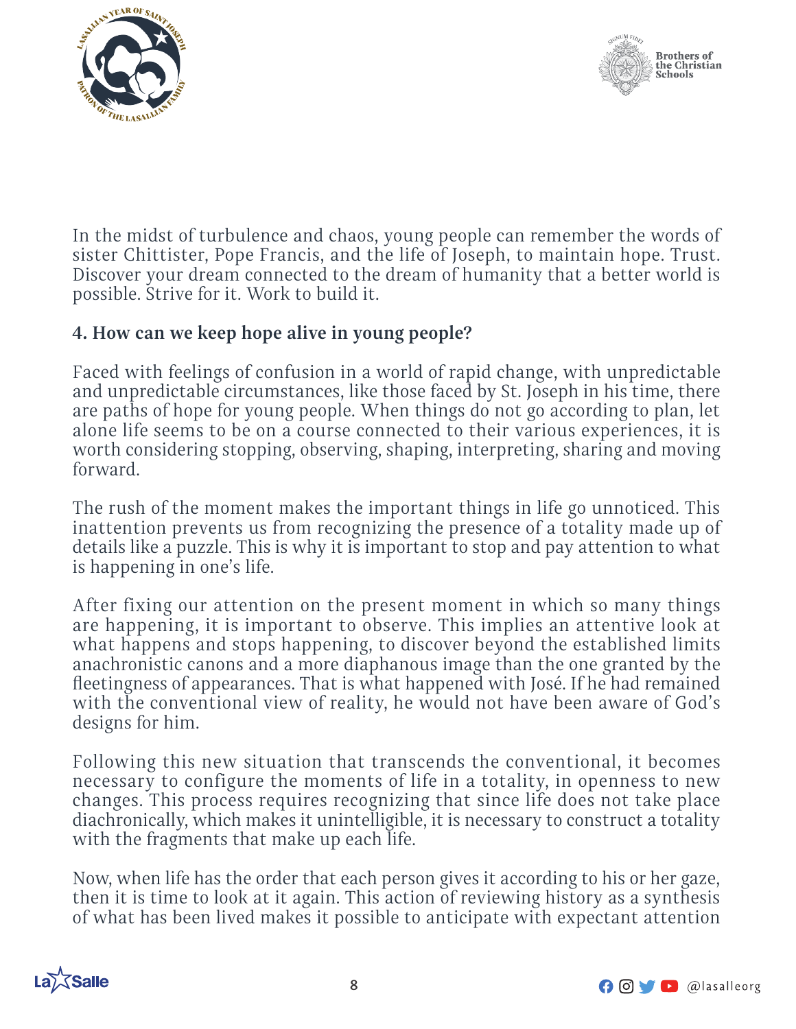In the midst of turbulence and chaos, young people can remember the words of sister Chittister, Pope Francis, and the life of Joseph, to maintain hope. Trust. Discover your dream connected to the dream of humanity that a better world is possible. Strive for it. Work to build it.

**4. How can we keep hope alive in young people?**

Faced with feelings of confusion in a world of rapid change, with unpredictable and unpredictable circumstances, like those faced by St. Joseph in his time, there are paths of hope for young people. When things do not go according to plan, let alone life seems to be on a course connected to their various experiences, it is worth considering stopping, observing, shaping, interpreting, sharing and moving forward.

The rush of the moment makes the important things in life go unnoticed. This inattention prevents us from recognizing the presence of a totality made up of details like a puzzle. This is why it is important to stop and pay attention to what is happening in one's life.

After fixing our attention on the present moment in which so many things are happening, it is important to observe. This implies an attentive look at what happens and stops happening, to discover beyond the established limits anachronistic canons and a more diaphanous image than the one granted by the fleetingness of appearances. That is what happened with José. If he had remained with the conventional view of reality, he would not have been aware of God's designs for him.

Following this new situation that transcends the conventional, it becomes necessary to configure the moments of life in a totality, in openness to new changes. This process requires recognizing that since life does not take place diachronically, which makes it unintelligible, it is necessary to construct a totality with the fragments that make up each life.

Now, when life has the order that each person gives it according to his or her gaze, then it is time to look at it again. This action of reviewing history as a synthesis of what has been lived makes it possible to anticipate with expectant attention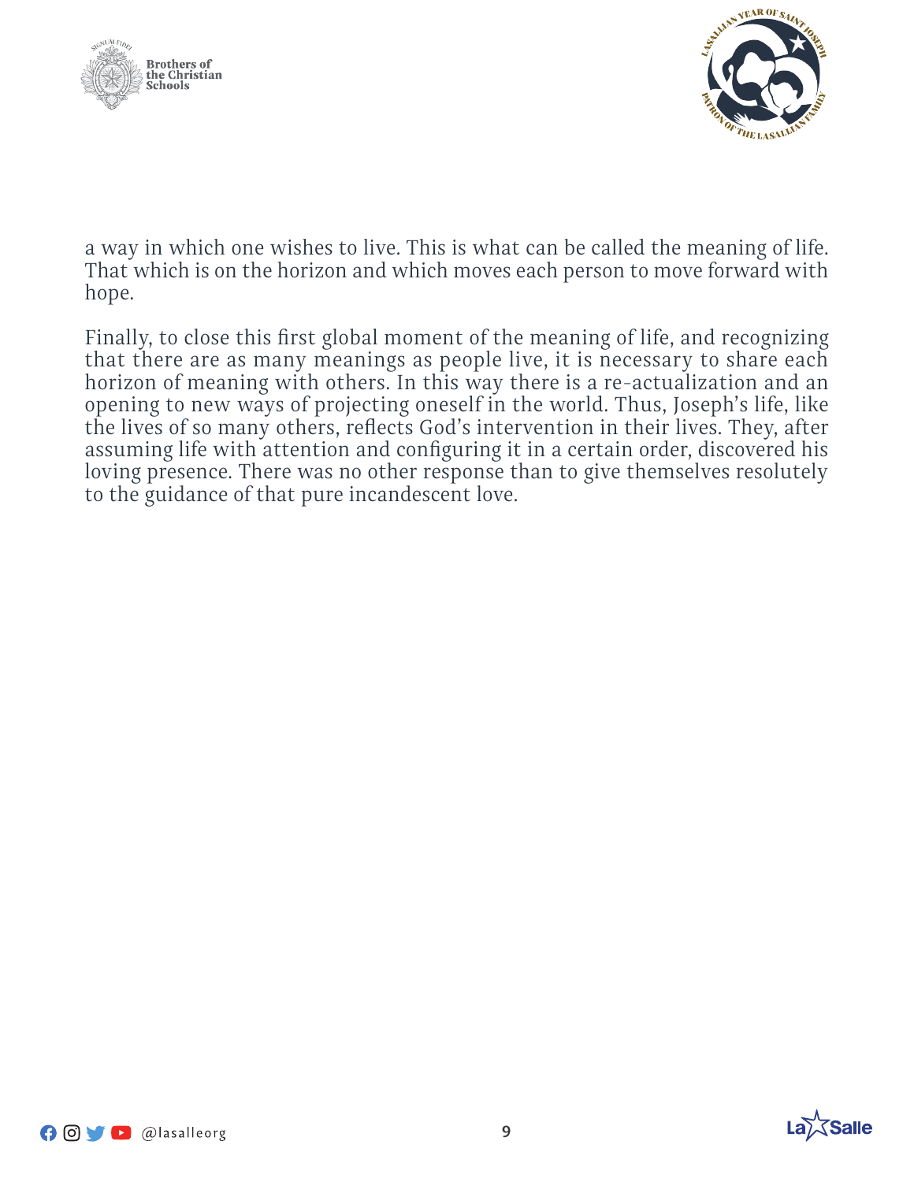a way in which one wishes to live. This is what can be called the meaning of life. That which is on the horizon and which moves each person to move forward with hope.

Finally, to close this first global moment of the meaning of life, and recognizing that there are as many meanings as people live, it is necessary to share each horizon of meaning with others. In this way there is a re-actualization and an opening to new ways of projecting oneself in the world. Thus, Joseph's life, like the lives of so many others, reflects God's intervention in their lives. They, after assuming life with attention and configuring it in a certain order, discovered his loving presence. There was no other response than to give themselves resolutely to the guidance of that pure incandescent love.